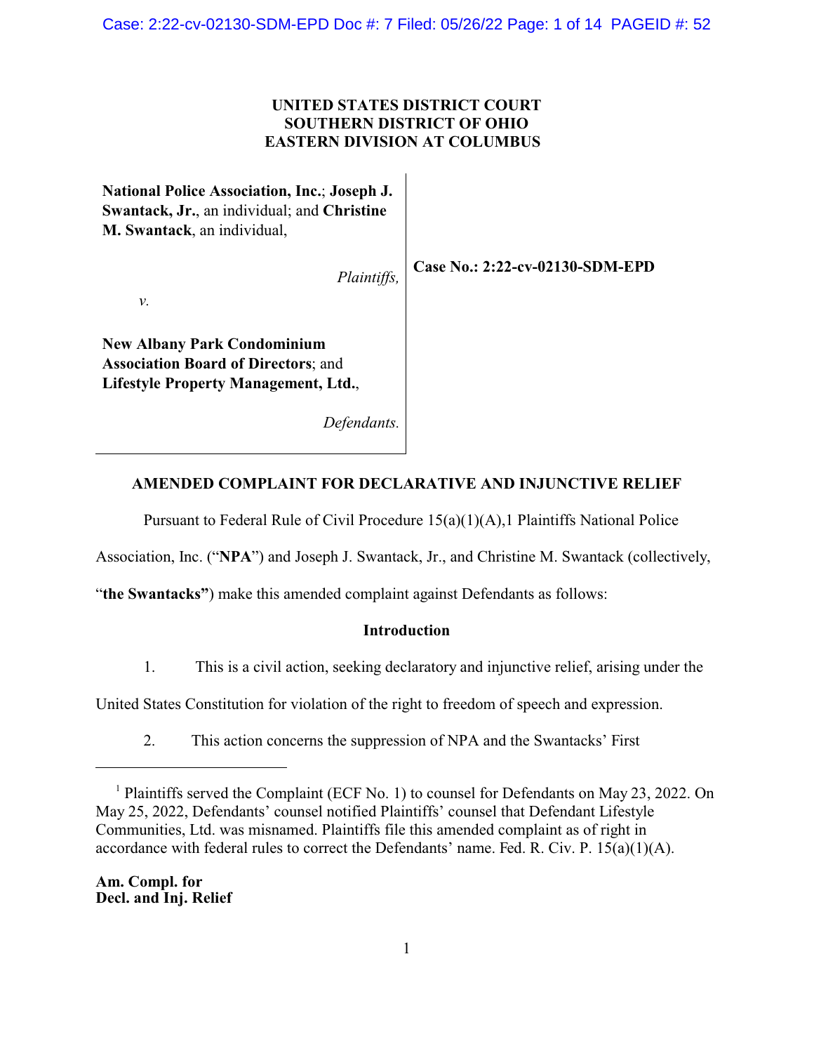# UNITED STATES DISTRICT COURT
# SOUTHERN DISTRICT OF OHIO
# EASTERN DIVISION AT COLUMBUS

**National Police Association, Inc.**; **Joseph J. Swantack, Jr.**, an individual; and **Christine M. Swantack**, an individual,

*Plaintiffs,*

*v.*

**New Albany Park Condominium Association Board of Directors**; and **Lifestyle Property Management, Ltd.**,

*Defendants.*

**Case No.: 2:22-cv-02130-SDM-EPD**

## AMENDED COMPLAINT FOR DECLARATIVE AND INJUNCTIVE RELIEF

Pursuant to Federal Rule of Civil Procedure 15(a)(1)(A),[1] Plaintiffs National Police Association, Inc. ("**NPA**") and Joseph J. Swantack, Jr., and Christine M. Swantack (collectively, "**the Swantacks**") make this amended complaint against Defendants as follows:

### Introduction

1. This is a civil action, seeking declaratory and injunctive relief, arising under the United States Constitution for violation of the right to freedom of speech and expression.

2. This action concerns the suppression of NPA and the Swantacks' First

---

[1] Plaintiffs served the Complaint (ECF No. 1) to counsel for Defendants on May 23, 2022. On May 25, 2022, Defendants' counsel notified Plaintiffs' counsel that Defendant Lifestyle Communities, Ltd. was misnamed. Plaintiffs file this amended complaint as of right in accordance with federal rules to correct the Defendants' name. Fed. R. Civ. P. 15(a)(1)(A).

**Am. Compl. for Decl. and Inj. Relief**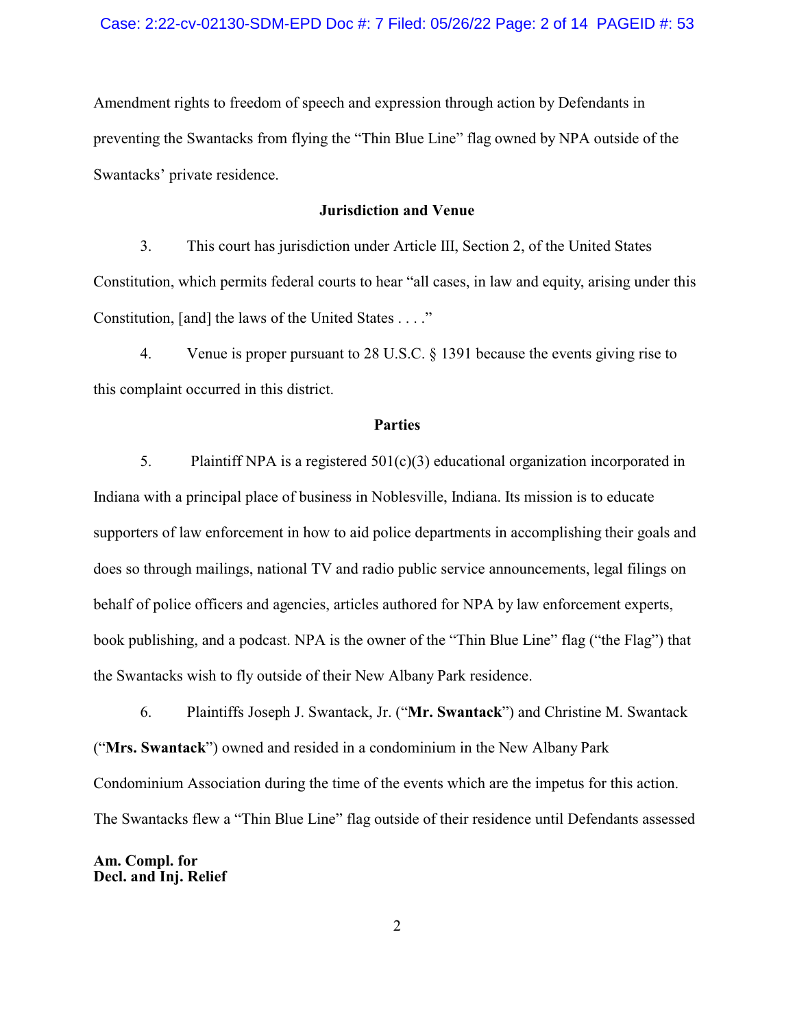Amendment rights to freedom of speech and expression through action by Defendants in preventing the Swantacks from flying the "Thin Blue Line" flag owned by NPA outside of the Swantacks' private residence.

### Jurisdiction and Venue

3. This court has jurisdiction under Article III, Section 2, of the United States Constitution, which permits federal courts to hear "all cases, in law and equity, arising under this Constitution, [and] the laws of the United States . . . ."

4. Venue is proper pursuant to 28 U.S.C. § 1391 because the events giving rise to this complaint occurred in this district.

### Parties

5. Plaintiff NPA is a registered 501(c)(3) educational organization incorporated in Indiana with a principal place of business in Noblesville, Indiana. Its mission is to educate supporters of law enforcement in how to aid police departments in accomplishing their goals and does so through mailings, national TV and radio public service announcements, legal filings on behalf of police officers and agencies, articles authored for NPA by law enforcement experts, book publishing, and a podcast. NPA is the owner of the "Thin Blue Line" flag ("the Flag") that the Swantacks wish to fly outside of their New Albany Park residence.

6. Plaintiffs Joseph J. Swantack, Jr. ("**Mr. Swantack**") and Christine M. Swantack ("**Mrs. Swantack**") owned and resided in a condominium in the New Albany Park Condominium Association during the time of the events which are the impetus for this action. The Swantacks flew a "Thin Blue Line" flag outside of their residence until Defendants assessed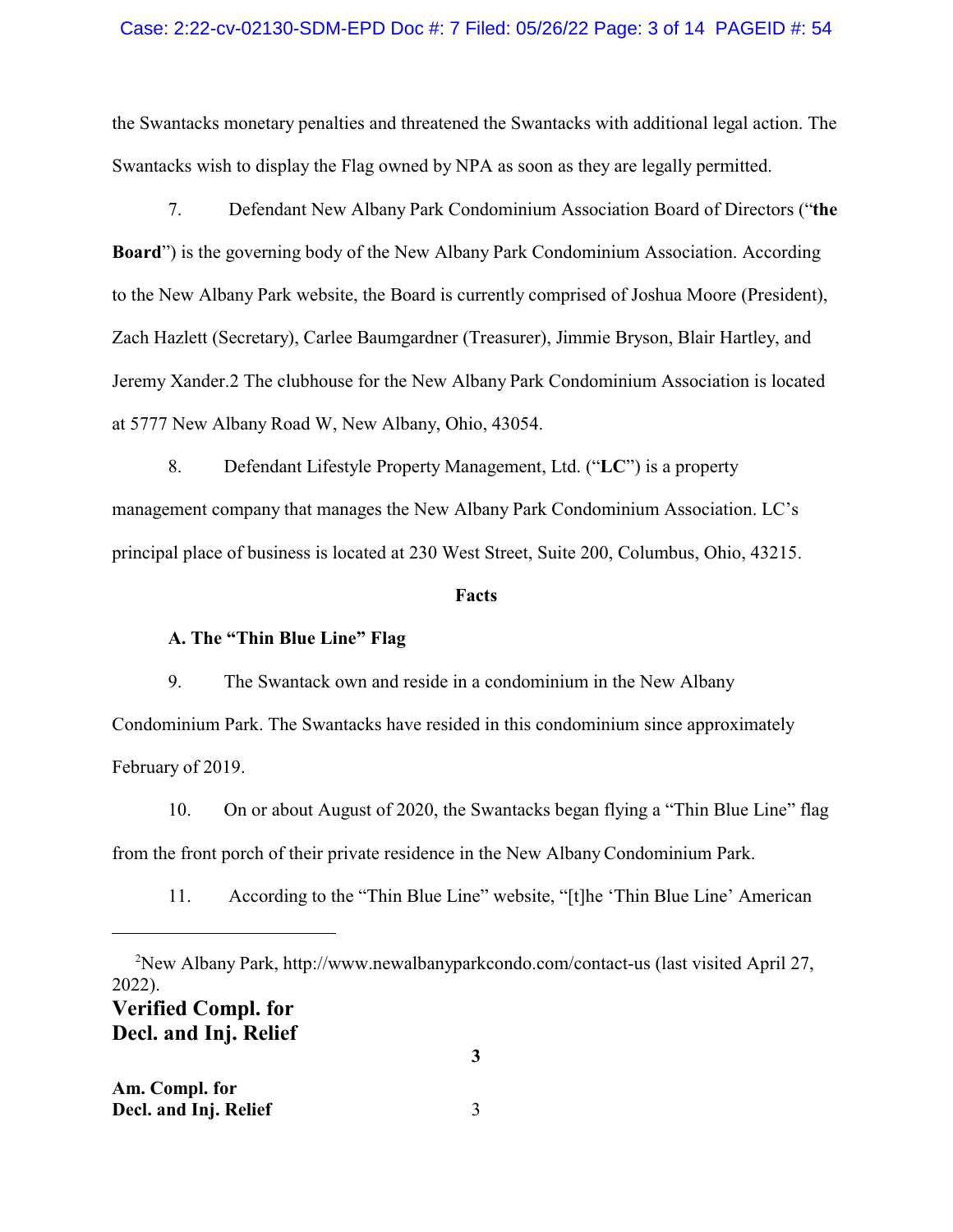the Swantacks monetary penalties and threatened the Swantacks with additional legal action. The Swantacks wish to display the Flag owned by NPA as soon as they are legally permitted.

7. Defendant New Albany Park Condominium Association Board of Directors ("**the Board**") is the governing body of the New Albany Park Condominium Association. According to the New Albany Park website, the Board is currently comprised of Joshua Moore (President), Zach Hazlett (Secretary), Carlee Baumgardner (Treasurer), Jimmie Bryson, Blair Hartley, and Jeremy Xander.[2] The clubhouse for the New Albany Park Condominium Association is located at 5777 New Albany Road W, New Albany, Ohio, 43054.

8. Defendant Lifestyle Property Management, Ltd. ("**LC**") is a property management company that manages the New Albany Park Condominium Association. LC's principal place of business is located at 230 West Street, Suite 200, Columbus, Ohio, 43215.

**Facts**

**A. The "Thin Blue Line" Flag**

9. The Swantack own and reside in a condominium in the New Albany Condominium Park. The Swantacks have resided in this condominium since approximately February of 2019.

10. On or about August of 2020, the Swantacks began flying a "Thin Blue Line" flag from the front porch of their private residence in the New Albany Condominium Park.

11. According to the "Thin Blue Line" website, "[t]he 'Thin Blue Line' American

---

[2] New Albany Park, http://www.newalbanyparkcondo.com/contact-us (last visited April 27, 2022).

**Verified Compl. for Decl. and Inj. Relief**

**Am. Compl. for Decl. and Inj. Relief**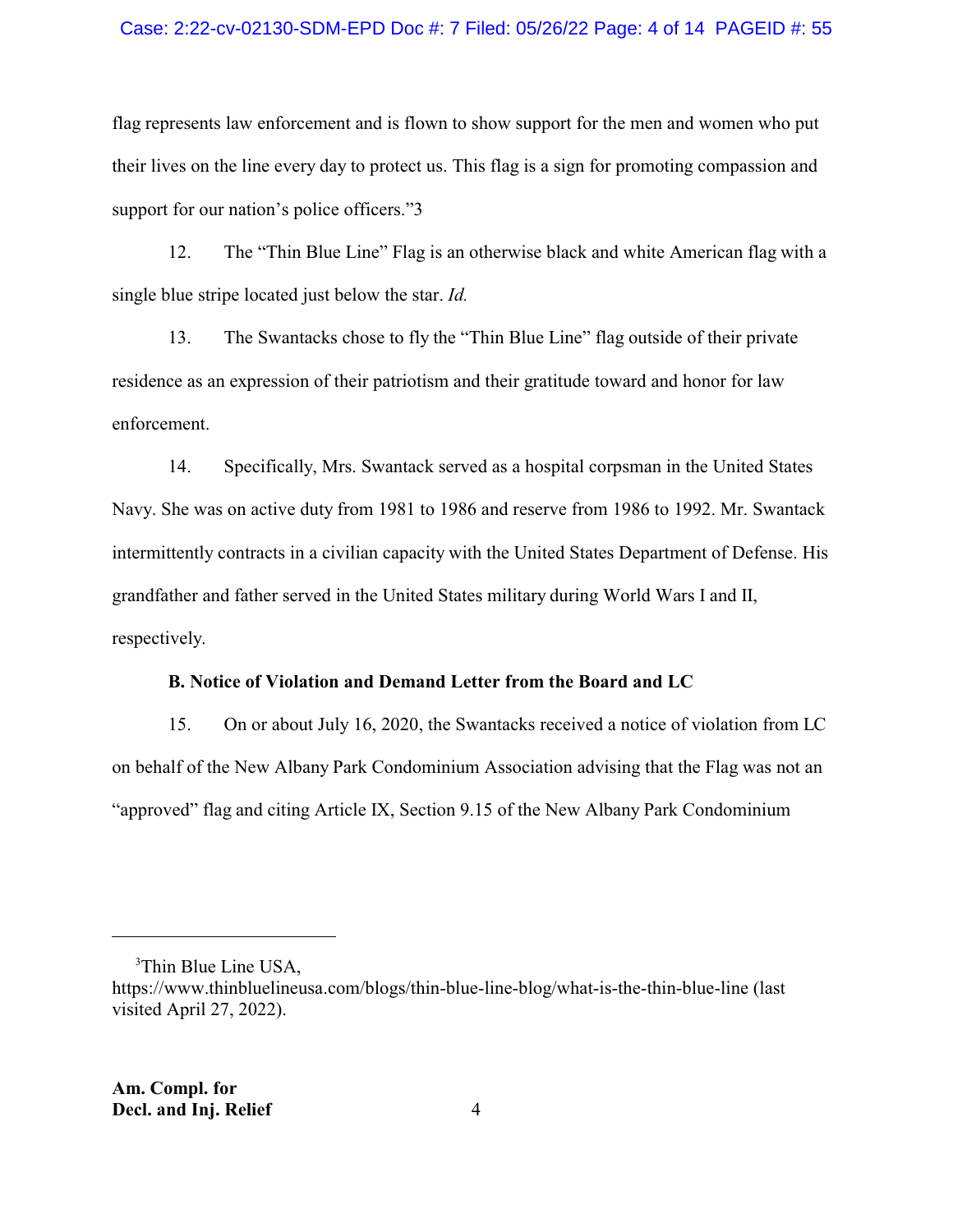flag represents law enforcement and is flown to show support for the men and women who put their lives on the line every day to protect us. This flag is a sign for promoting compassion and support for our nation's police officers."[3]

12. The "Thin Blue Line" Flag is an otherwise black and white American flag with a single blue stripe located just below the star. *Id.*

13. The Swantacks chose to fly the "Thin Blue Line" flag outside of their private residence as an expression of their patriotism and their gratitude toward and honor for law enforcement.

14. Specifically, Mrs. Swantack served as a hospital corpsman in the United States Navy. She was on active duty from 1981 to 1986 and reserve from 1986 to 1992. Mr. Swantack intermittently contracts in a civilian capacity with the United States Department of Defense. His grandfather and father served in the United States military during World Wars I and II, respectively.

**B. Notice of Violation and Demand Letter from the Board and LC**

15. On or about July 16, 2020, the Swantacks received a notice of violation from LC on behalf of the New Albany Park Condominium Association advising that the Flag was not an "approved" flag and citing Article IX, Section 9.15 of the New Albany Park Condominium

---

[3] Thin Blue Line USA, https://www.thinbluelineusa.com/blogs/thin-blue-line-blog/what-is-the-thin-blue-line (last visited April 27, 2022).

**Am. Compl. for Decl. and Inj. Relief**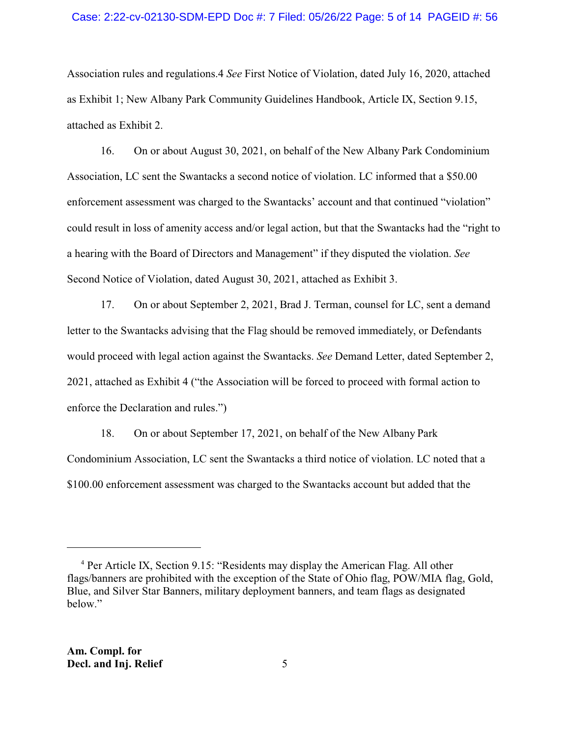Association rules and regulations.[4] *See* First Notice of Violation, dated July 16, 2020, attached as Exhibit 1; New Albany Park Community Guidelines Handbook, Article IX, Section 9.15, attached as Exhibit 2.

16. On or about August 30, 2021, on behalf of the New Albany Park Condominium Association, LC sent the Swantacks a second notice of violation. LC informed that a $50.00 enforcement assessment was charged to the Swantacks' account and that continued "violation" could result in loss of amenity access and/or legal action, but that the Swantacks had the "right to a hearing with the Board of Directors and Management" if they disputed the violation. *See* Second Notice of Violation, dated August 30, 2021, attached as Exhibit 3.

17. On or about September 2, 2021, Brad J. Terman, counsel for LC, sent a demand letter to the Swantacks advising that the Flag should be removed immediately, or Defendants would proceed with legal action against the Swantacks. *See* Demand Letter, dated September 2, 2021, attached as Exhibit 4 ("the Association will be forced to proceed with formal action to enforce the Declaration and rules.")

18. On or about September 17, 2021, on behalf of the New Albany Park Condominium Association, LC sent the Swantacks a third notice of violation. LC noted that a $100.00 enforcement assessment was charged to the Swantacks account but added that the

---

[4] Per Article IX, Section 9.15: "Residents may display the American Flag. All other flags/banners are prohibited with the exception of the State of Ohio flag, POW/MIA flag, Gold, Blue, and Silver Star Banners, military deployment banners, and team flags as designated below."

**Am. Compl. for Decl. and Inj. Relief**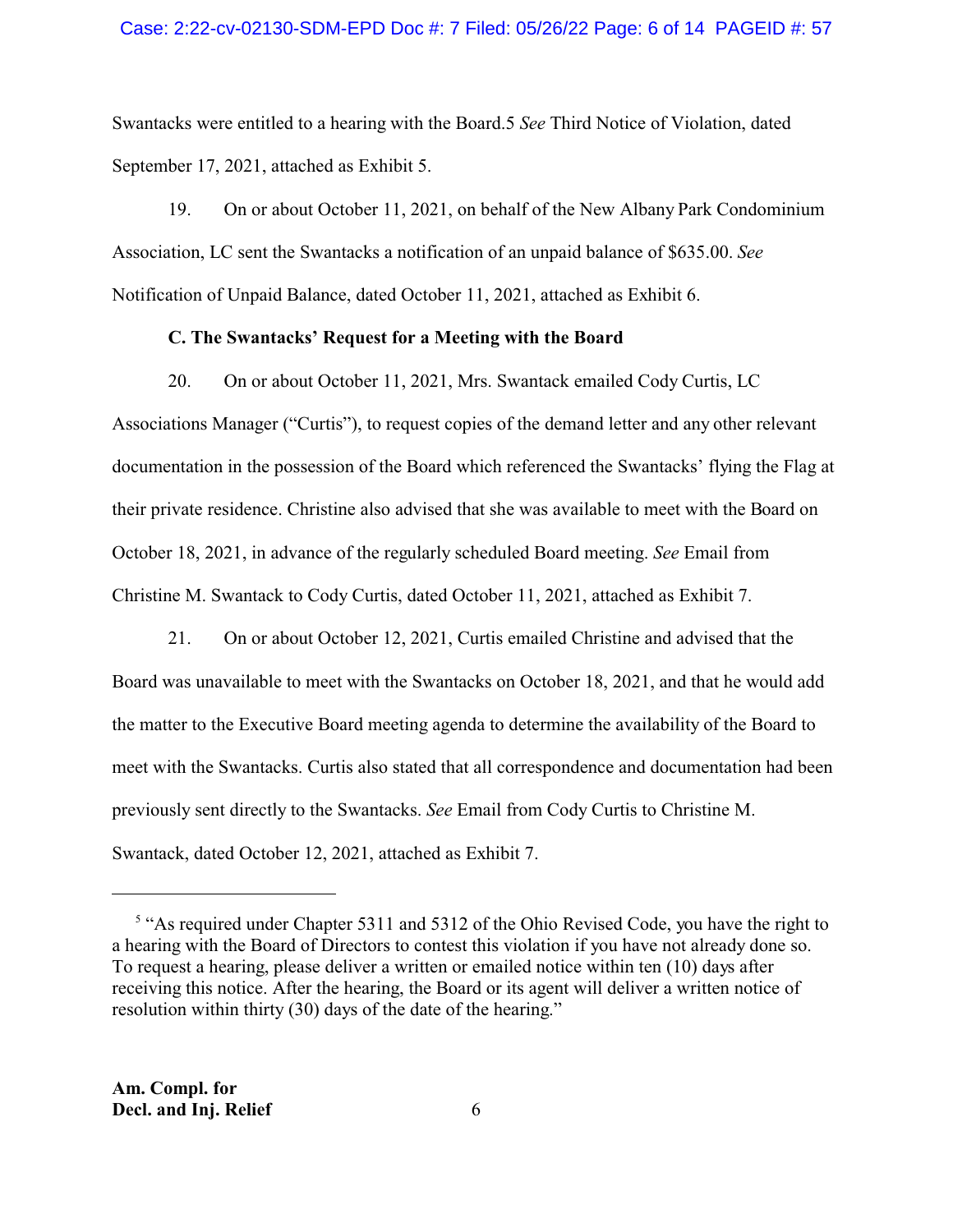Swantacks were entitled to a hearing with the Board.[5] *See* Third Notice of Violation, dated September 17, 2021, attached as Exhibit 5.

19. On or about October 11, 2021, on behalf of the New Albany Park Condominium Association, LC sent the Swantacks a notification of an unpaid balance of $635.00. *See* Notification of Unpaid Balance, dated October 11, 2021, attached as Exhibit 6.

**C. The Swantacks' Request for a Meeting with the Board**

20. On or about October 11, 2021, Mrs. Swantack emailed Cody Curtis, LC Associations Manager ("Curtis"), to request copies of the demand letter and any other relevant documentation in the possession of the Board which referenced the Swantacks' flying the Flag at their private residence. Christine also advised that she was available to meet with the Board on October 18, 2021, in advance of the regularly scheduled Board meeting. *See* Email from Christine M. Swantack to Cody Curtis, dated October 11, 2021, attached as Exhibit 7.

21. On or about October 12, 2021, Curtis emailed Christine and advised that the Board was unavailable to meet with the Swantacks on October 18, 2021, and that he would add the matter to the Executive Board meeting agenda to determine the availability of the Board to meet with the Swantacks. Curtis also stated that all correspondence and documentation had been previously sent directly to the Swantacks. *See* Email from Cody Curtis to Christine M. Swantack, dated October 12, 2021, attached as Exhibit 7.

---

[5] "As required under Chapter 5311 and 5312 of the Ohio Revised Code, you have the right to a hearing with the Board of Directors to contest this violation if you have not already done so. To request a hearing, please deliver a written or emailed notice within ten (10) days after receiving this notice. After the hearing, the Board or its agent will deliver a written notice of resolution within thirty (30) days of the date of the hearing."

**Am. Compl. for Decl. and Inj. Relief**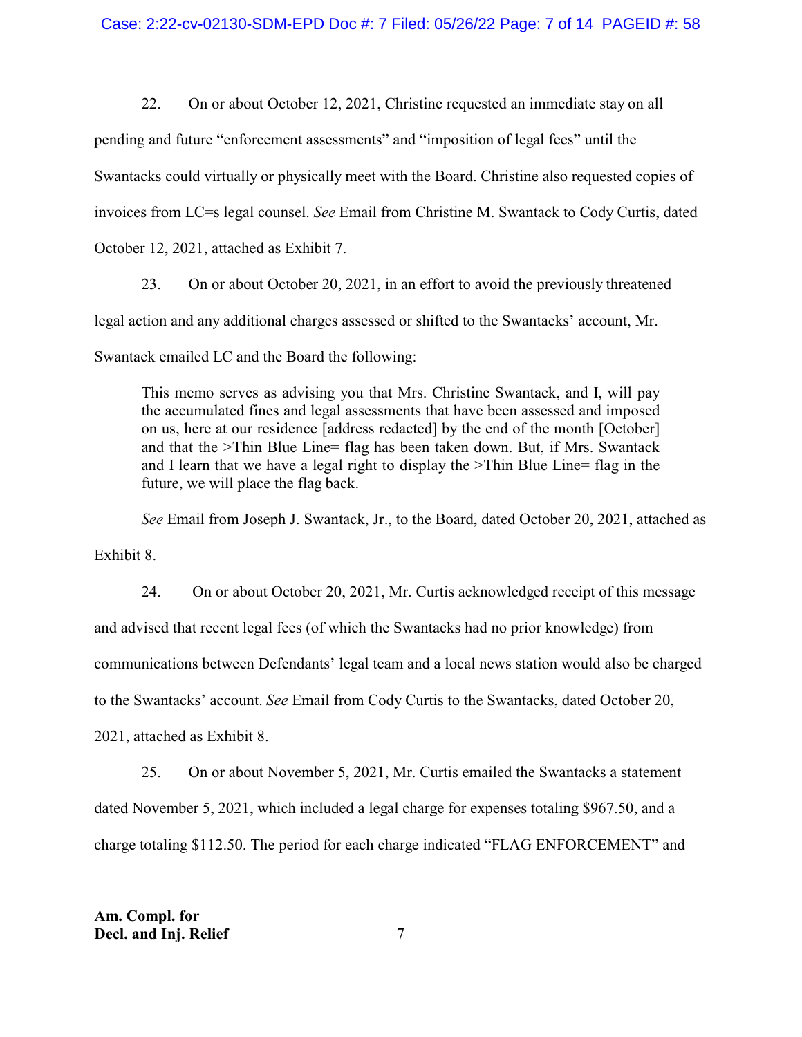22. On or about October 12, 2021, Christine requested an immediate stay on all pending and future "enforcement assessments" and "imposition of legal fees" until the Swantacks could virtually or physically meet with the Board. Christine also requested copies of invoices from LC=s legal counsel. *See* Email from Christine M. Swantack to Cody Curtis, dated October 12, 2021, attached as Exhibit 7.

23. On or about October 20, 2021, in an effort to avoid the previously threatened legal action and any additional charges assessed or shifted to the Swantacks' account, Mr. Swantack emailed LC and the Board the following:

> This memo serves as advising you that Mrs. Christine Swantack, and I, will pay the accumulated fines and legal assessments that have been assessed and imposed on us, here at our residence [address redacted] by the end of the month [October] and that the >Thin Blue Line= flag has been taken down. But, if Mrs. Swantack and I learn that we have a legal right to display the >Thin Blue Line= flag in the future, we will place the flag back.

*See* Email from Joseph J. Swantack, Jr., to the Board, dated October 20, 2021, attached as Exhibit 8.

24. On or about October 20, 2021, Mr. Curtis acknowledged receipt of this message and advised that recent legal fees (of which the Swantacks had no prior knowledge) from communications between Defendants' legal team and a local news station would also be charged to the Swantacks' account. *See* Email from Cody Curtis to the Swantacks, dated October 20, 2021, attached as Exhibit 8.

25. On or about November 5, 2021, Mr. Curtis emailed the Swantacks a statement dated November 5, 2021, which included a legal charge for expenses totaling $967.50, and a charge totaling $112.50. The period for each charge indicated "FLAG ENFORCEMENT" and

**Am. Compl. for**
**Decl. and Inj. Relief**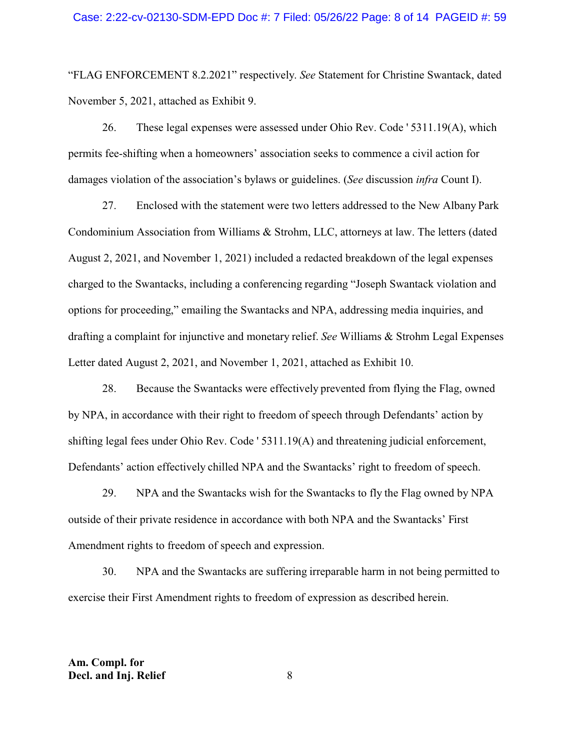"FLAG ENFORCEMENT 8.2.2021" respectively. *See* Statement for Christine Swantack, dated November 5, 2021, attached as Exhibit 9.

26. These legal expenses were assessed under Ohio Rev. Code ' 5311.19(A), which permits fee-shifting when a homeowners' association seeks to commence a civil action for damages violation of the association's bylaws or guidelines. (*See* discussion *infra* Count I).

27. Enclosed with the statement were two letters addressed to the New Albany Park Condominium Association from Williams & Strohm, LLC, attorneys at law. The letters (dated August 2, 2021, and November 1, 2021) included a redacted breakdown of the legal expenses charged to the Swantacks, including a conferencing regarding "Joseph Swantack violation and options for proceeding," emailing the Swantacks and NPA, addressing media inquiries, and drafting a complaint for injunctive and monetary relief. *See* Williams & Strohm Legal Expenses Letter dated August 2, 2021, and November 1, 2021, attached as Exhibit 10.

28. Because the Swantacks were effectively prevented from flying the Flag, owned by NPA, in accordance with their right to freedom of speech through Defendants' action by shifting legal fees under Ohio Rev. Code ' 5311.19(A) and threatening judicial enforcement, Defendants' action effectively chilled NPA and the Swantacks' right to freedom of speech.

29. NPA and the Swantacks wish for the Swantacks to fly the Flag owned by NPA outside of their private residence in accordance with both NPA and the Swantacks' First Amendment rights to freedom of speech and expression.

30. NPA and the Swantacks are suffering irreparable harm in not being permitted to exercise their First Amendment rights to freedom of expression as described herein.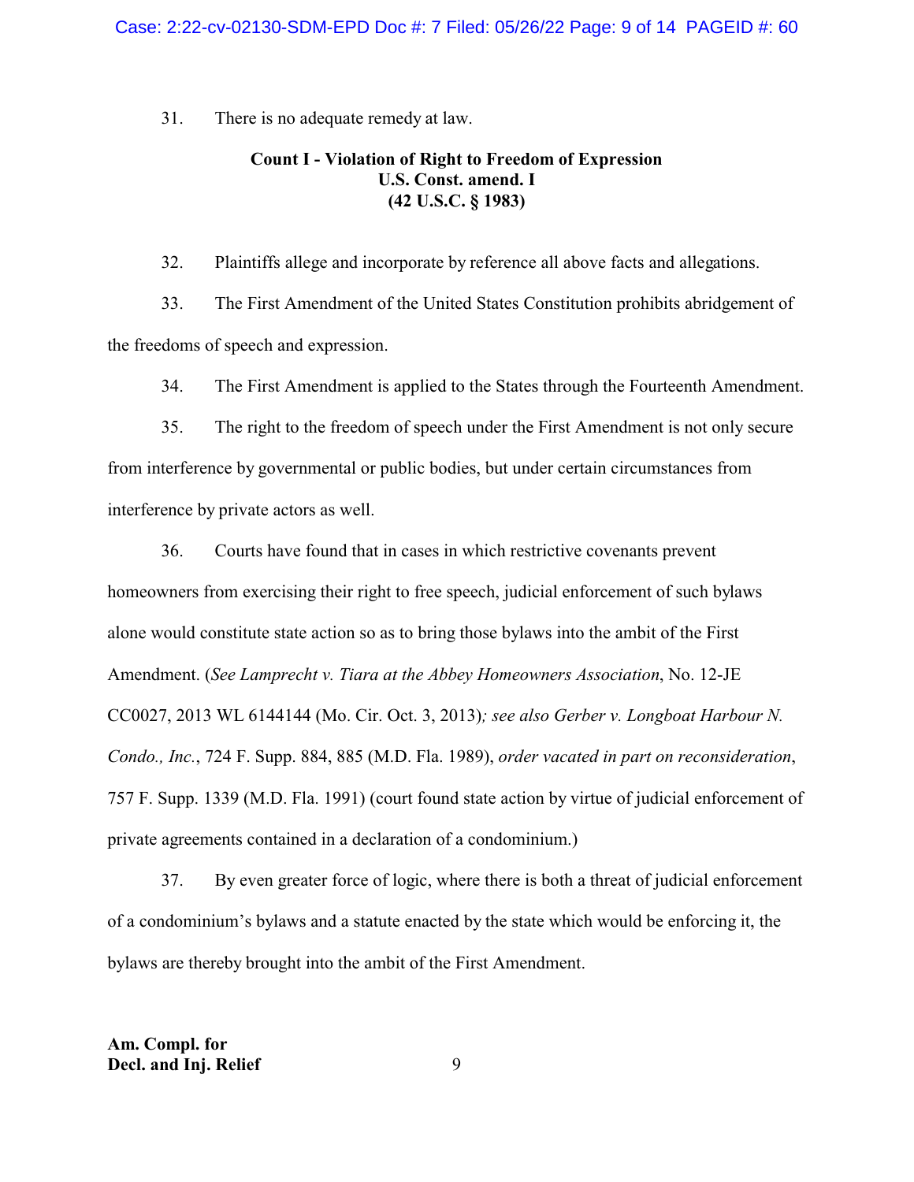31. There is no adequate remedy at law.

**Count I - Violation of Right to Freedom of Expression**
**U.S. Const. amend. I**
**(42 U.S.C. § 1983)**

32. Plaintiffs allege and incorporate by reference all above facts and allegations.

33. The First Amendment of the United States Constitution prohibits abridgement of the freedoms of speech and expression.

34. The First Amendment is applied to the States through the Fourteenth Amendment.

35. The right to the freedom of speech under the First Amendment is not only secure from interference by governmental or public bodies, but under certain circumstances from interference by private actors as well.

36. Courts have found that in cases in which restrictive covenants prevent homeowners from exercising their right to free speech, judicial enforcement of such bylaws alone would constitute state action so as to bring those bylaws into the ambit of the First Amendment. (*See Lamprecht v. Tiara at the Abbey Homeowners Association*, No. 12-JE CC0027, 2013 WL 6144144 (Mo. Cir. Oct. 3, 2013)*; see also Gerber v. Longboat Harbour N. Condo., Inc.*, 724 F. Supp. 884, 885 (M.D. Fla. 1989), *order vacated in part on reconsideration*, 757 F. Supp. 1339 (M.D. Fla. 1991) (court found state action by virtue of judicial enforcement of private agreements contained in a declaration of a condominium.)

37. By even greater force of logic, where there is both a threat of judicial enforcement of a condominium's bylaws and a statute enacted by the state which would be enforcing it, the bylaws are thereby brought into the ambit of the First Amendment.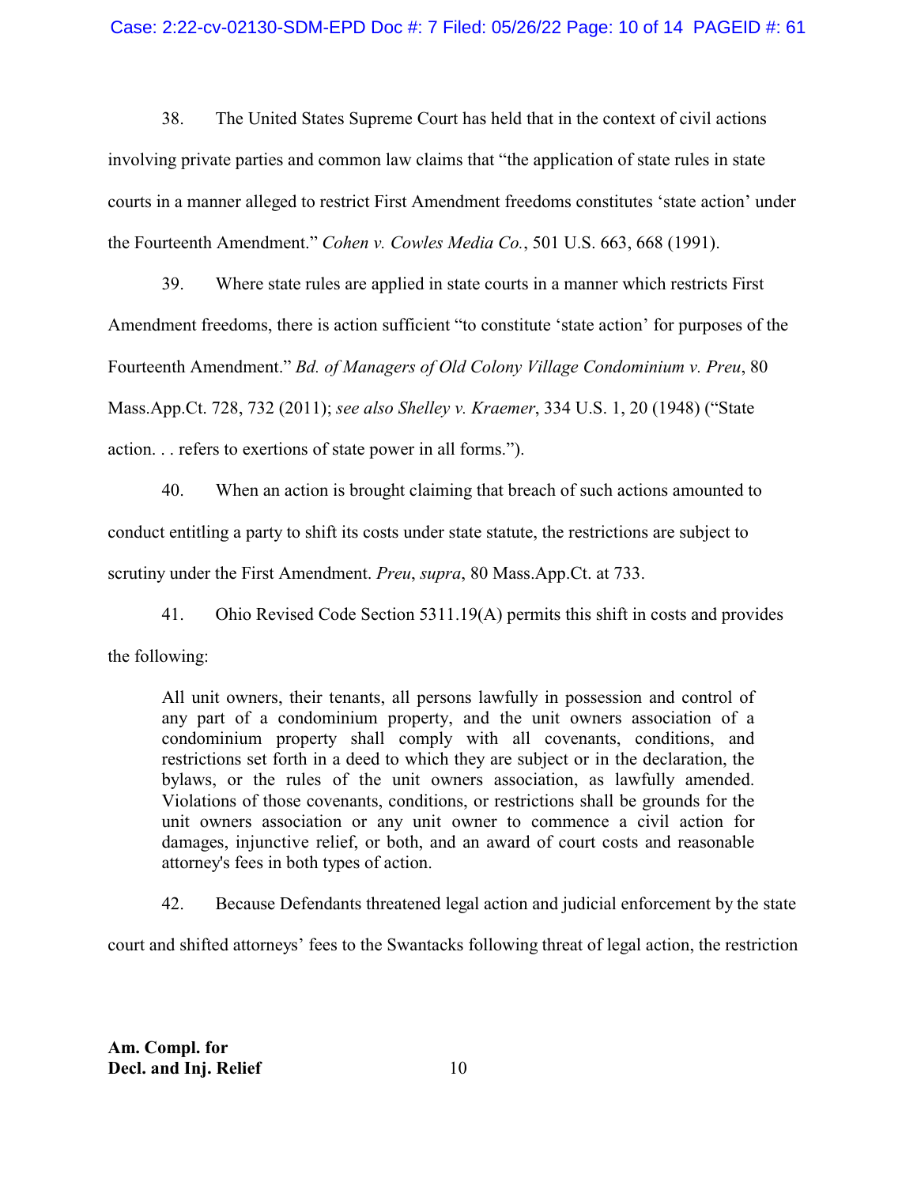38. The United States Supreme Court has held that in the context of civil actions involving private parties and common law claims that "the application of state rules in state courts in a manner alleged to restrict First Amendment freedoms constitutes 'state action' under the Fourteenth Amendment." *Cohen v. Cowles Media Co.*, 501 U.S. 663, 668 (1991).

39. Where state rules are applied in state courts in a manner which restricts First Amendment freedoms, there is action sufficient "to constitute 'state action' for purposes of the Fourteenth Amendment." *Bd. of Managers of Old Colony Village Condominium v. Preu*, 80 Mass.App.Ct. 728, 732 (2011); *see also Shelley v. Kraemer*, 334 U.S. 1, 20 (1948) ("State action. . . refers to exertions of state power in all forms.").

40. When an action is brought claiming that breach of such actions amounted to conduct entitling a party to shift its costs under state statute, the restrictions are subject to scrutiny under the First Amendment. *Preu*, *supra*, 80 Mass.App.Ct. at 733.

41. Ohio Revised Code Section 5311.19(A) permits this shift in costs and provides the following:

> All unit owners, their tenants, all persons lawfully in possession and control of any part of a condominium property, and the unit owners association of a condominium property shall comply with all covenants, conditions, and restrictions set forth in a deed to which they are subject or in the declaration, the bylaws, or the rules of the unit owners association, as lawfully amended. Violations of those covenants, conditions, or restrictions shall be grounds for the unit owners association or any unit owner to commence a civil action for damages, injunctive relief, or both, and an award of court costs and reasonable attorney's fees in both types of action.

42. Because Defendants threatened legal action and judicial enforcement by the state court and shifted attorneys' fees to the Swantacks following threat of legal action, the restriction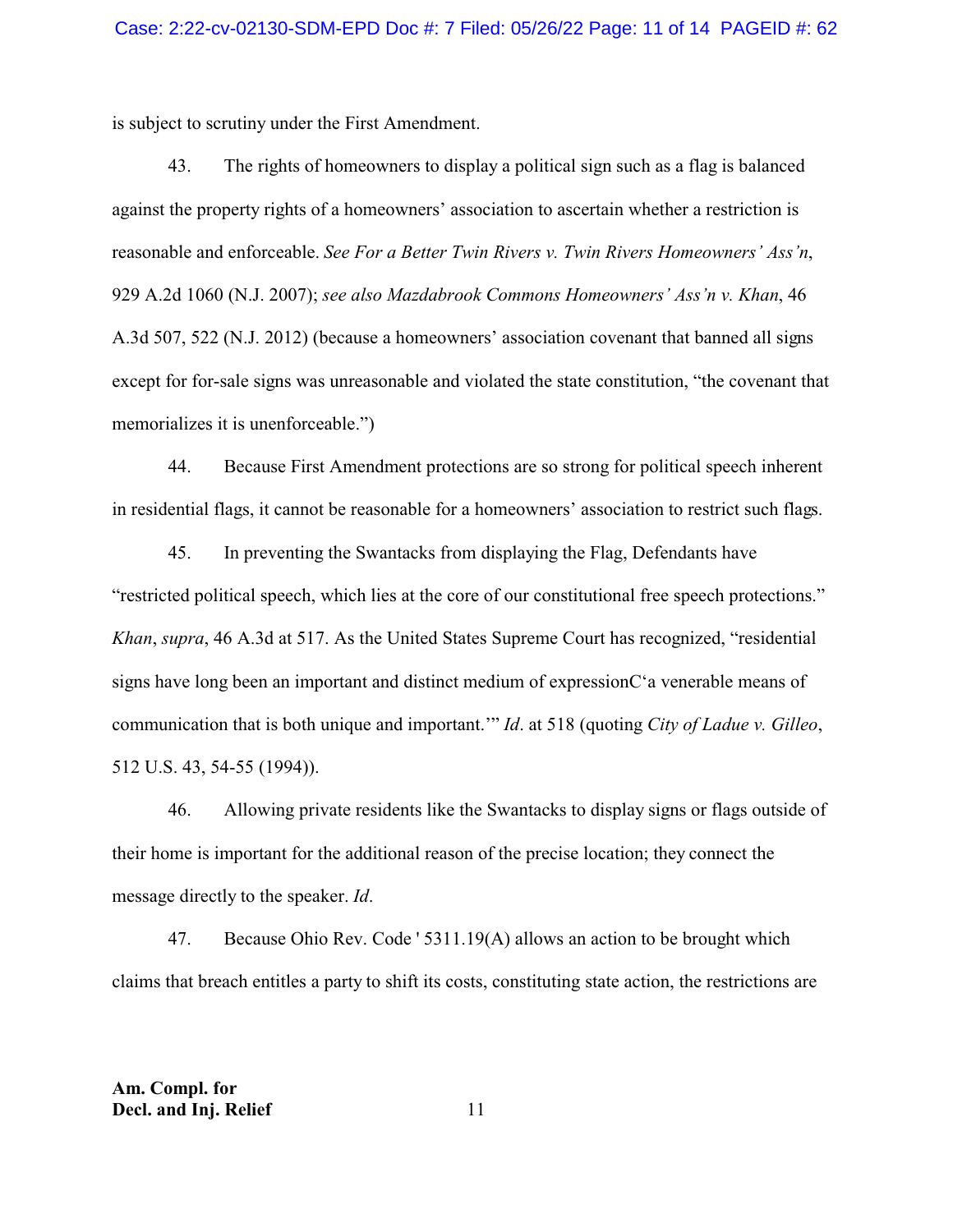is subject to scrutiny under the First Amendment.

43. The rights of homeowners to display a political sign such as a flag is balanced against the property rights of a homeowners' association to ascertain whether a restriction is reasonable and enforceable. *See For a Better Twin Rivers v. Twin Rivers Homeowners' Ass'n*, 929 A.2d 1060 (N.J. 2007); *see also Mazdabrook Commons Homeowners' Ass'n v. Khan*, 46 A.3d 507, 522 (N.J. 2012) (because a homeowners' association covenant that banned all signs except for for-sale signs was unreasonable and violated the state constitution, "the covenant that memorializes it is unenforceable.")

44. Because First Amendment protections are so strong for political speech inherent in residential flags, it cannot be reasonable for a homeowners' association to restrict such flags.

45. In preventing the Swantacks from displaying the Flag, Defendants have "restricted political speech, which lies at the core of our constitutional free speech protections." *Khan*, *supra*, 46 A.3d at 517. As the United States Supreme Court has recognized, "residential signs have long been an important and distinct medium of expressionC'a venerable means of communication that is both unique and important.'" *Id*. at 518 (quoting *City of Ladue v. Gilleo*, 512 U.S. 43, 54-55 (1994)).

46. Allowing private residents like the Swantacks to display signs or flags outside of their home is important for the additional reason of the precise location; they connect the message directly to the speaker. *Id*.

47. Because Ohio Rev. Code ' 5311.19(A) allows an action to be brought which claims that breach entitles a party to shift its costs, constituting state action, the restrictions are

**Am. Compl. for**
**Decl. and Inj. Relief**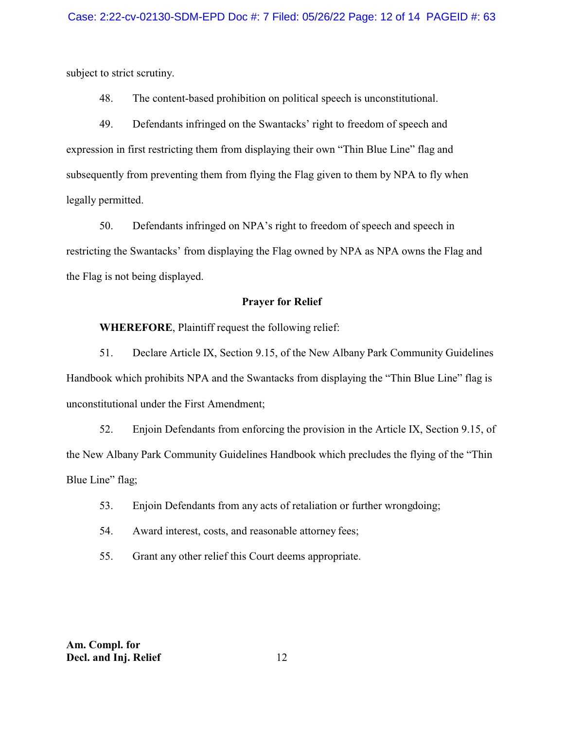subject to strict scrutiny.

48. The content-based prohibition on political speech is unconstitutional.

49. Defendants infringed on the Swantacks' right to freedom of speech and expression in first restricting them from displaying their own "Thin Blue Line" flag and subsequently from preventing them from flying the Flag given to them by NPA to fly when legally permitted.

50. Defendants infringed on NPA's right to freedom of speech and speech in restricting the Swantacks' from displaying the Flag owned by NPA as NPA owns the Flag and the Flag is not being displayed.

## Prayer for Relief

**WHEREFORE**, Plaintiff request the following relief:

51. Declare Article IX, Section 9.15, of the New Albany Park Community Guidelines Handbook which prohibits NPA and the Swantacks from displaying the "Thin Blue Line" flag is unconstitutional under the First Amendment;

52. Enjoin Defendants from enforcing the provision in the Article IX, Section 9.15, of the New Albany Park Community Guidelines Handbook which precludes the flying of the "Thin Blue Line" flag;

53. Enjoin Defendants from any acts of retaliation or further wrongdoing;

54. Award interest, costs, and reasonable attorney fees;

55. Grant any other relief this Court deems appropriate.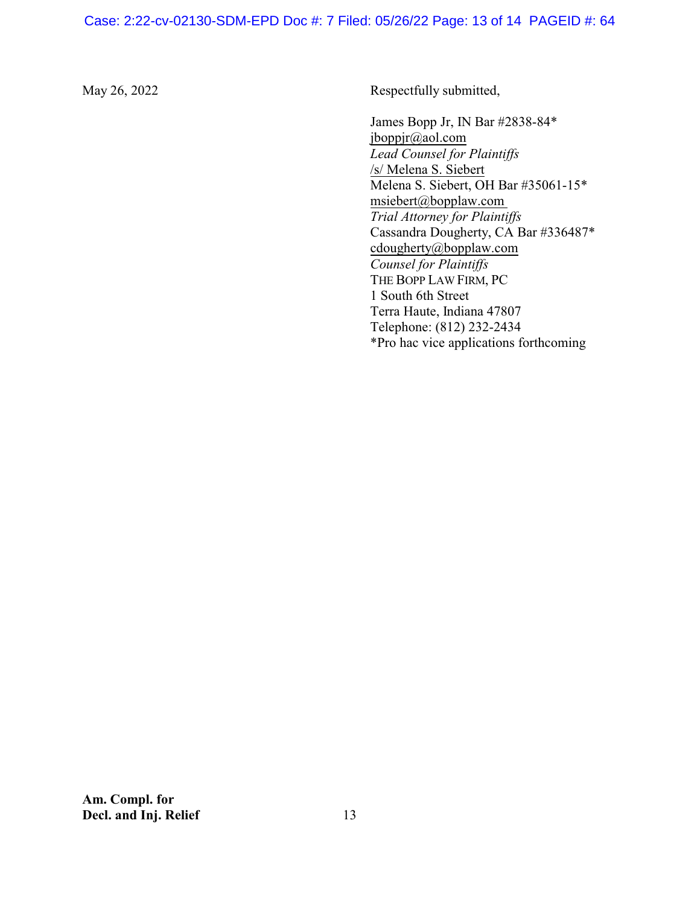May 26, 2022

Respectfully submitted,

James Bopp Jr, IN Bar #2838-84*
jboppjr@aol.com
*Lead Counsel for Plaintiffs*
/s/ Melena S. Siebert
Melena S. Siebert, OH Bar #35061-15*
msiebert@bopplaw.com
*Trial Attorney for Plaintiffs*
Cassandra Dougherty, CA Bar #336487*
cdougherty@bopplaw.com
*Counsel for Plaintiffs*
THE BOPP LAW FIRM, PC
1 South 6th Street
Terra Haute, Indiana 47807
Telephone: (812) 232-2434
*Pro hac vice applications forthcoming

**Am. Compl. for Decl. and Inj. Relief**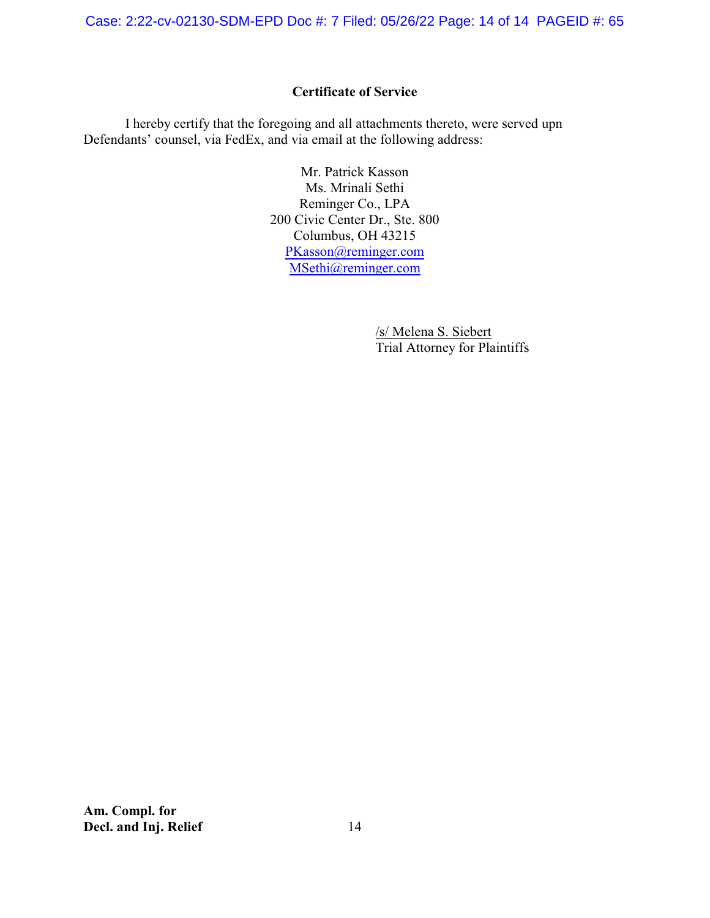## Certificate of Service

I hereby certify that the foregoing and all attachments thereto, were served upn Defendants' counsel, via FedEx, and via email at the following address:

Mr. Patrick Kasson
Ms. Mrinali Sethi
Reminger Co., LPA
200 Civic Center Dr., Ste. 800
Columbus, OH 43215
PKasson@reminger.com
MSethi@reminger.com

/s/ Melena S. Siebert
Trial Attorney for Plaintiffs